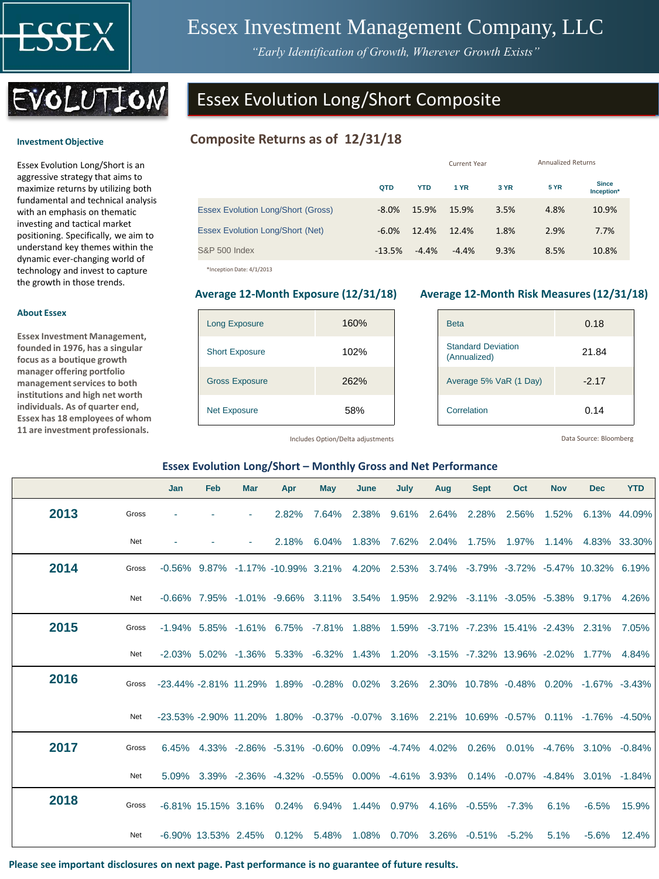# Essex Investment Management Company, LLC

*"Early Identification of Growth, Wherever Growth Exists"*

EVOLUTION

## Essex Evolution Long/Short Composite

### Investment Objective

Essex Evolution Long/Short is an aggressive strategy that aims to maximize returns by utilizing both fundamental and technical analysis with an emphasis on thematic investing and tactical market positioning. Specifically, we aim to understand key themes within the dynamic ever-changing world of technology and invest to capture the growth in those trends.

### About Essex

**Essex Investment Management, founded in 1976, has a singular focus as a boutique growth manager offering portfolio management services to both institutions and high net worth individuals. As of quarter end, Essex has 18 employees of whom 11 are investment professionals.**

### Composite Returns as of 12/31/18

| | Current Year | | Annualized Returns | | | |
|---|---|---|---|---|---|---|
| | QTD | YTD | 1 YR | 3 YR | 5 YR | Since Inception* |
| Essex Evolution Long/Short (Gross) | -8.0% | 15.9% | 15.9% | 3.5% | 4.8% | 10.9% |
| Essex Evolution Long/Short (Net) | -6.0% | 12.4% | 12.4% | 1.8% | 2.9% | 7.7% |
| S&P 500 Index | -13.5% | -4.4% | -4.4% | 9.3% | 8.5% | 10.8% |

*Inception Date: 4/1/2013

### Average 12-Month Exposure (12/31/18)

| | |
|---|---|
| Long Exposure | 160% |
| Short Exposure | 102% |
| Gross Exposure | 262% |
| Net Exposure | 58% |

Includes Option/Delta adjustments

### Average 12-Month Risk Measures (12/31/18)

| | |
|---|---|
| Beta | 0.18 |
| Standard Deviation (Annualized) | 21.84 |
| Average 5% VaR (1 Day) | -2.17 |
| Correlation | 0.14 |

Data Source: Bloomberg

### Essex Evolution Long/Short – Monthly Gross and Net Performance

| | | Jan | Feb | Mar | Apr | May | June | July | Aug | Sept | Oct | Nov | Dec | YTD |
|---|---|---|---|---|---|---|---|---|---|---|---|---|---|---|
| **2013** | Gross | - | - | - | 2.82% | 7.64% | 2.38% | 9.61% | 2.64% | 2.28% | 2.56% | 1.52% | 6.13% | 44.09% |
| | Net | - | - | - | 2.18% | 6.04% | 1.83% | 7.62% | 2.04% | 1.75% | 1.97% | 1.14% | 4.83% | 33.30% |
| **2014** | Gross | -0.56% | 9.87% | -1.17% | -10.99% | 3.21% | 4.20% | 2.53% | 3.74% | -3.79% | -3.72% | -5.47% | 10.32% | 6.19% |
| | Net | -0.66% | 7.95% | -1.01% | -9.66% | 3.11% | 3.54% | 1.95% | 2.92% | -3.11% | -3.05% | -5.38% | 9.17% | 4.26% |
| **2015** | Gross | -1.94% | 5.85% | -1.61% | 6.75% | -7.81% | 1.88% | 1.59% | -3.71% | -7.23% | 15.41% | -2.43% | 2.31% | 7.05% |
| | Net | -2.03% | 5.02% | -1.36% | 5.33% | -6.32% | 1.43% | 1.20% | -3.15% | -7.32% | 13.96% | -2.02% | 1.77% | 4.84% |
| **2016** | Gross | -23.44% | -2.81% | 11.29% | 1.89% | -0.28% | 0.02% | 3.26% | 2.30% | 10.78% | -0.48% | 0.20% | -1.67% | -3.43% |
| | Net | -23.53% | -2.90% | 11.20% | 1.80% | -0.37% | -0.07% | 3.16% | 2.21% | 10.69% | -0.57% | 0.11% | -1.76% | -4.50% |
| **2017** | Gross | 6.45% | 4.33% | -2.86% | -5.31% | -0.60% | 0.09% | -4.74% | 4.02% | 0.26% | 0.01% | -4.76% | 3.10% | -0.84% |
| | Net | 5.09% | 3.39% | -2.36% | -4.32% | -0.55% | 0.00% | -4.61% | 3.93% | 0.14% | -0.07% | -4.84% | 3.01% | -1.84% |
| **2018** | Gross | -6.81% | 15.15% | 3.16% | 0.24% | 6.94% | 1.44% | 0.97% | 4.16% | -0.55% | -7.3% | 6.1% | -6.5% | 15.9% |
| | Net | -6.90% | 13.53% | 2.45% | 0.12% | 5.48% | 1.08% | 0.70% | 3.26% | -0.51% | -5.2% | 5.1% | -5.6% | 12.4% |

**Please see important disclosures on next page. Past performance is no guarantee of future results.**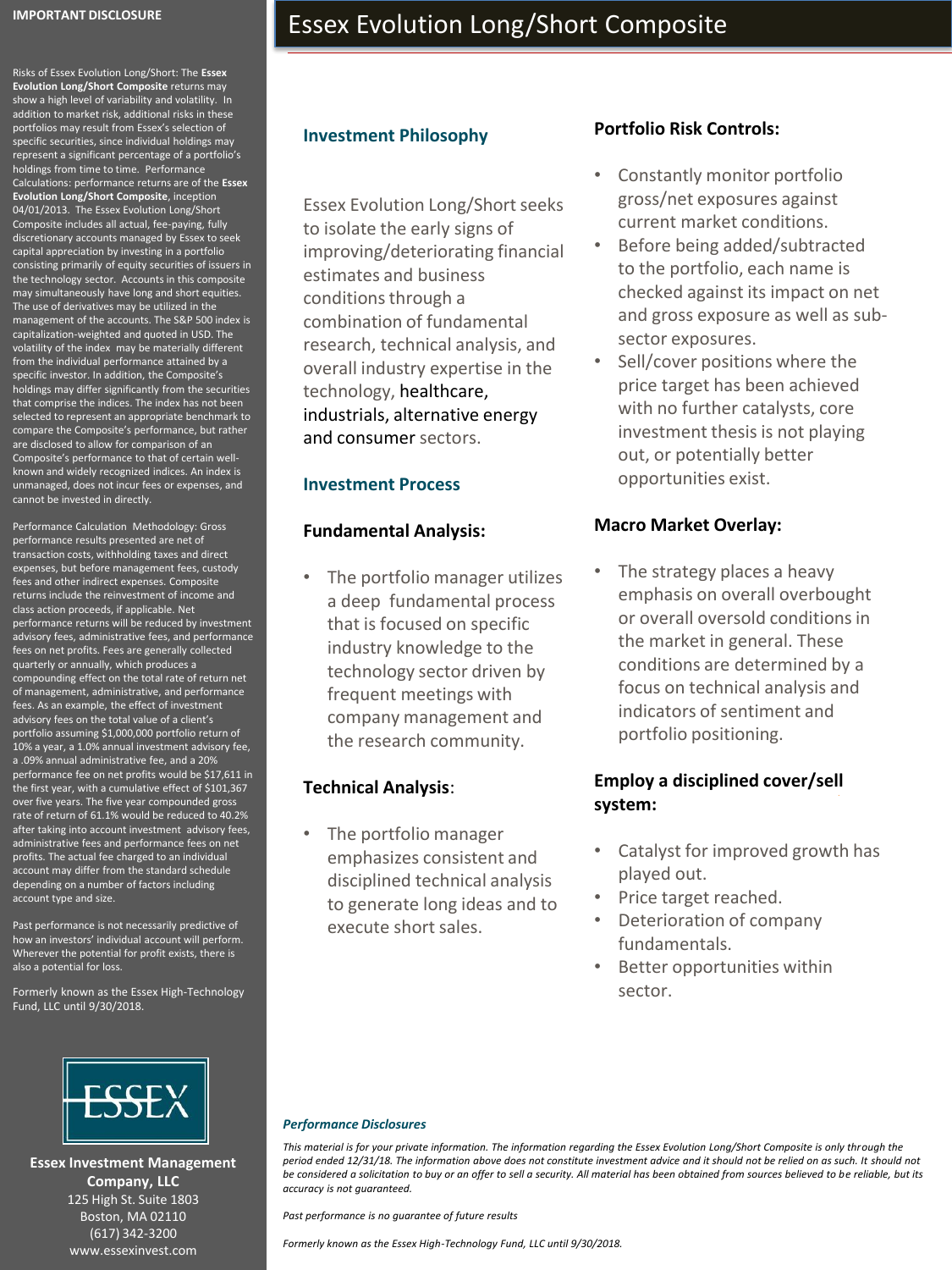# Essex Evolution Long/Short Composite

**IMPORTANT DISCLOSURE**

Risks of Essex Evolution Long/Short: The **Essex Evolution Long/Short Composite** returns may show a high level of variability and volatility. In addition to market risk, additional risks in these portfolios may result from Essex's selection of specific securities, since individual holdings may represent a significant percentage of a portfolio's holdings from time to time. Performance Calculations: performance returns are of the **Essex Evolution Long/Short Composite**, inception 04/01/2013. The Essex Evolution Long/Short Composite includes all actual, fee-paying, fully discretionary accounts managed by Essex to seek capital appreciation by investing in a portfolio consisting primarily of equity securities of issuers in the technology sector. Accounts in this composite may simultaneously have long and short equities. The use of derivatives may be utilized in the management of the accounts. The S&P 500 index is capitalization-weighted and quoted in USD. The volatility of the index may be materially different from the individual performance attained by a specific investor. In addition, the Composite's holdings may differ significantly from the securities that comprise the indices. The index has not been selected to represent an appropriate benchmark to compare the Composite's performance, but rather are disclosed to allow for comparison of an Composite's performance to that of certain well-known and widely recognized indices. An index is unmanaged, does not incur fees or expenses, and cannot be invested in directly.

Performance Calculation Methodology: Gross performance results presented are net of transaction costs, withholding taxes and direct expenses, but before management fees, custody fees and other indirect expenses. Composite returns include the reinvestment of income and class action proceeds, if applicable. Net performance returns will be reduced by investment advisory fees, administrative fees, and performance fees on net profits. Fees are generally collected quarterly or annually, which produces a compounding effect on the total rate of return net of management, administrative, and performance fees. As an example, the effect of investment advisory fees on the total value of a client's portfolio assuming $1,000,000 portfolio return of 10% a year, a 1.0% annual investment advisory fee, a .09% annual administrative fee, and a 20% performance fee on net profits would be $17,611 in the first year, with a cumulative effect of $101,367 over five years. The five year compounded gross rate of return of 61.1% would be reduced to 40.2% after taking into account investment advisory fees, administrative fees and performance fees on net profits. The actual fee charged to an individual account may differ from the standard schedule depending on a number of factors including account type and size.

Past performance is not necessarily predictive of how an investors' individual account will perform. Wherever the potential for profit exists, there is also a potential for loss.

Formerly known as the Essex High-Technology Fund, LLC until 9/30/2018.

**Essex Investment Management Company, LLC**
125 High St. Suite 1803
Boston, MA 02110
(617) 342-3200
www.essexinvest.com

## Investment Philosophy

Essex Evolution Long/Short seeks to isolate the early signs of improving/deteriorating financial estimates and business conditions through a combination of fundamental research, technical analysis, and overall industry expertise in the technology, healthcare, industrials, alternative energy and consumer sectors.

## Investment Process

### Fundamental Analysis:

- The portfolio manager utilizes a deep fundamental process that is focused on specific industry knowledge to the technology sector driven by frequent meetings with company management and the research community.

### Technical Analysis:

- The portfolio manager emphasizes consistent and disciplined technical analysis to generate long ideas and to execute short sales.

### Portfolio Risk Controls:

- Constantly monitor portfolio gross/net exposures against current market conditions.
- Before being added/subtracted to the portfolio, each name is checked against its impact on net and gross exposure as well as sub-sector exposures.
- Sell/cover positions where the price target has been achieved with no further catalysts, core investment thesis is not playing out, or potentially better opportunities exist.

### Macro Market Overlay:

- The strategy places a heavy emphasis on overall overbought or overall oversold conditions in the market in general. These conditions are determined by a focus on technical analysis and indicators of sentiment and portfolio positioning.

### Employ a disciplined cover/sell system:

- Catalyst for improved growth has played out.
- Price target reached.
- Deterioration of company fundamentals.
- Better opportunities within sector.

***Performance Disclosures***

*This material is for your private information. The information regarding the Essex Evolution Long/Short Composite is only through the period ended 12/31/18. The information above does not constitute investment advice and it should not be relied on as such. It should not be considered a solicitation to buy or an offer to sell a security. All material has been obtained from sources believed to be reliable, but its accuracy is not guaranteed.*

*Past performance is no guarantee of future results*

*Formerly known as the Essex High-Technology Fund, LLC until 9/30/2018.*